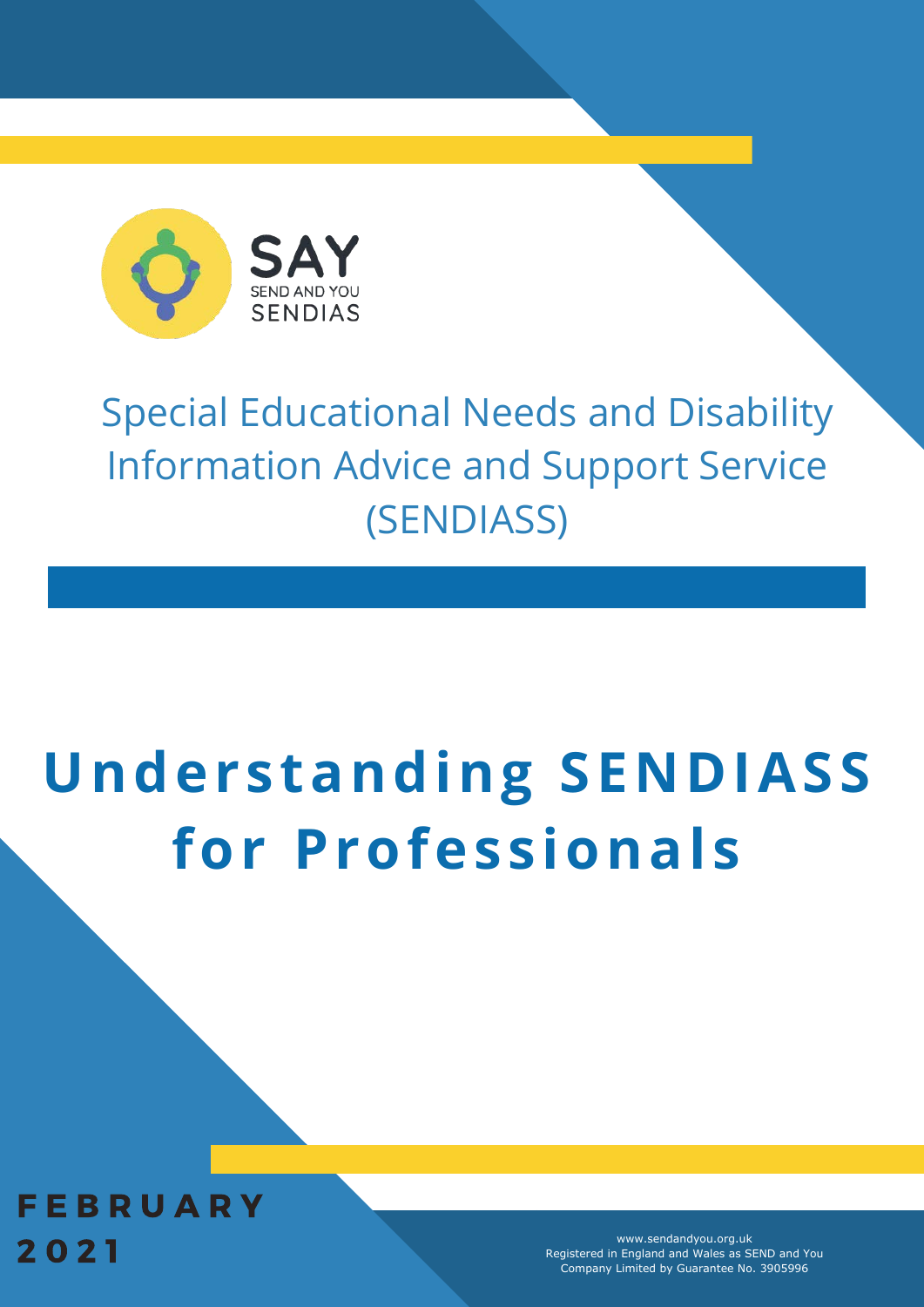SAY

SEND AND YOU

SENDIAS

Special Educational Needs and Disability Information Advice and Support Service (SENDIASS)

# Understanding SENDIASS for Professionals

**FEBRUARY 2021**

www.sendandyou.org.uk
Registered in England and Wales as SEND and You
Company Limited by Guarantee No. 3905996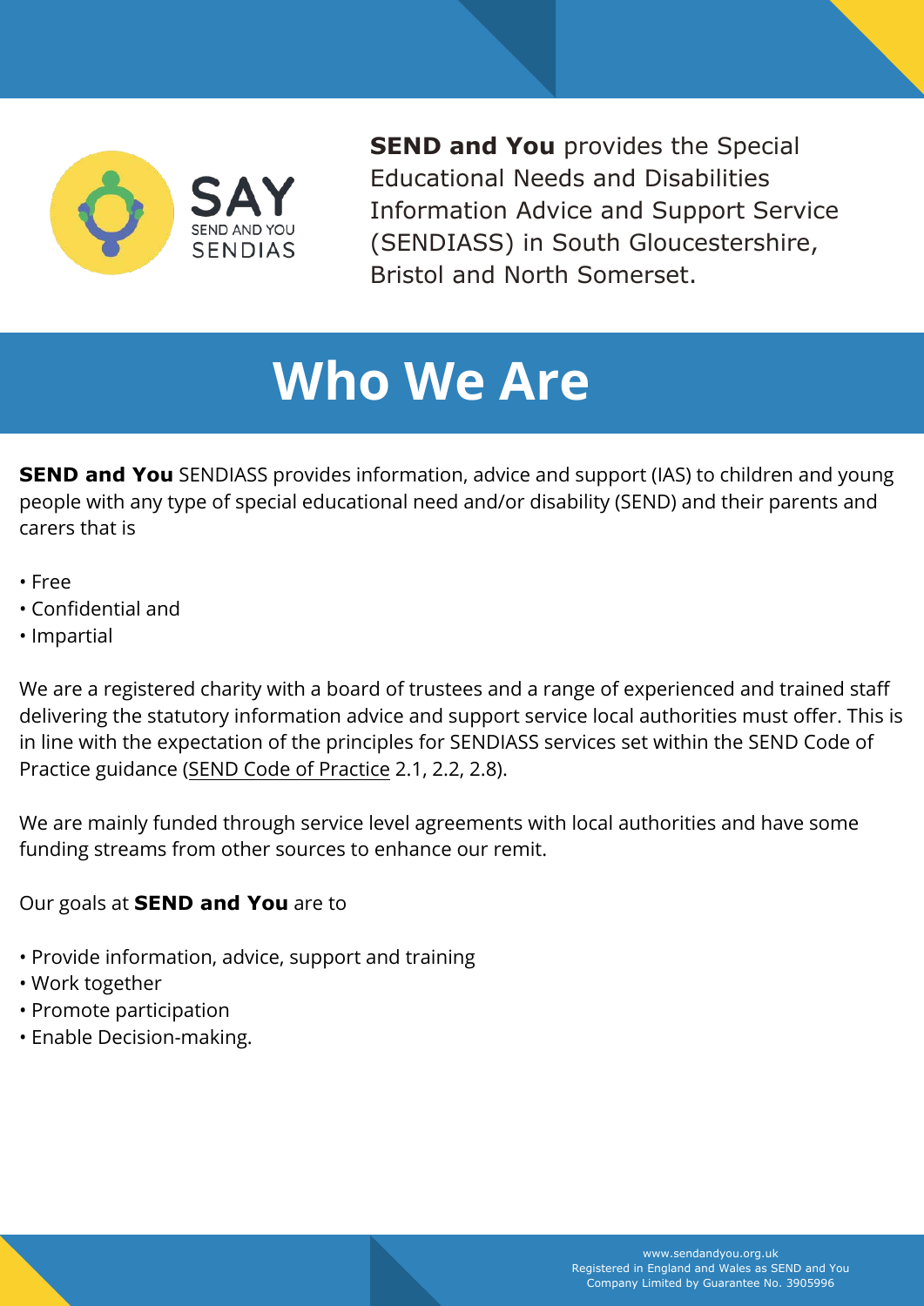**SEND and You** provides the Special Educational Needs and Disabilities Information Advice and Support Service (SENDIASS) in South Gloucestershire, Bristol and North Somerset.

# Who We Are

**SEND and You** SENDIASS provides information, advice and support (IAS) to children and young people with any type of special educational need and/or disability (SEND) and their parents and carers that is

- Free
- Confidential and
- Impartial

We are a registered charity with a board of trustees and a range of experienced and trained staff delivering the statutory information advice and support service local authorities must offer. This is in line with the expectation of the principles for SENDIASS services set within the SEND Code of Practice guidance (SEND Code of Practice 2.1, 2.2, 2.8).

We are mainly funded through service level agreements with local authorities and have some funding streams from other sources to enhance our remit.

Our goals at **SEND and You** are to

- Provide information, advice, support and training
- Work together
- Promote participation
- Enable Decision-making.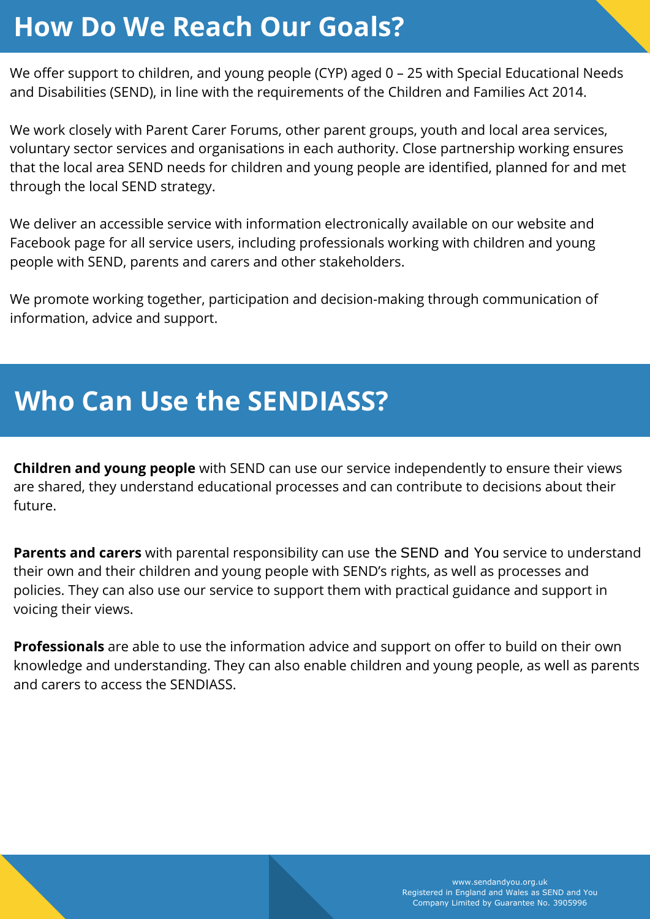## How Do We Reach Our Goals?

We offer support to children, and young people (CYP) aged 0 – 25 with Special Educational Needs and Disabilities (SEND), in line with the requirements of the Children and Families Act 2014.

We work closely with Parent Carer Forums, other parent groups, youth and local area services, voluntary sector services and organisations in each authority. Close partnership working ensures that the local area SEND needs for children and young people are identified, planned for and met through the local SEND strategy.

We deliver an accessible service with information electronically available on our website and Facebook page for all service users, including professionals working with children and young people with SEND, parents and carers and other stakeholders.

We promote working together, participation and decision-making through communication of information, advice and support.

## Who Can Use the SENDIASS?

**Children and young people** with SEND can use our service independently to ensure their views are shared, they understand educational processes and can contribute to decisions about their future.

**Parents and carers** with parental responsibility can use the SEND and You service to understand their own and their children and young people with SEND's rights, as well as processes and policies. They can also use our service to support them with practical guidance and support in voicing their views.

**Professionals** are able to use the information advice and support on offer to build on their own knowledge and understanding. They can also enable children and young people, as well as parents and carers to access the SENDIASS.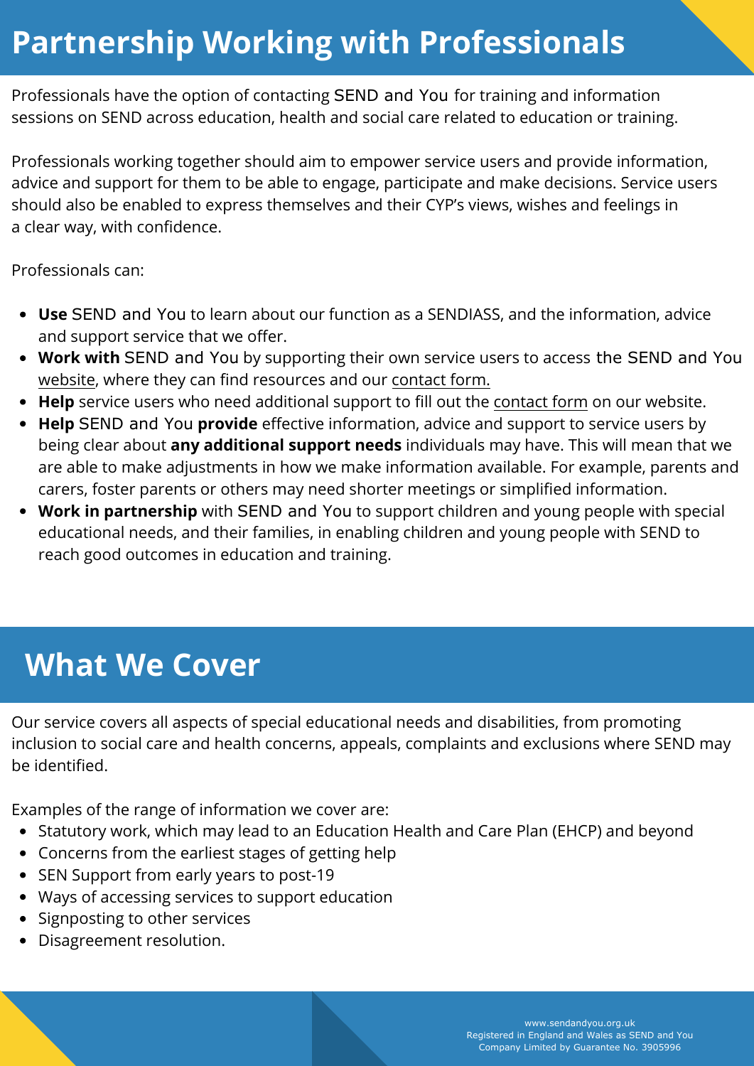# Partnership Working with Professionals

Professionals have the option of contacting SEND and You for training and information sessions on SEND across education, health and social care related to education or training.

Professionals working together should aim to empower service users and provide information, advice and support for them to be able to engage, participate and make decisions. Service users should also be enabled to express themselves and their CYP's views, wishes and feelings in a clear way, with confidence.

Professionals can:

- **Use** SEND and You to learn about our function as a SENDIASS, and the information, advice and support service that we offer.
- **Work with** SEND and You by supporting their own service users to access the SEND and You website, where they can find resources and our contact form.
- **Help** service users who need additional support to fill out the contact form on our website.
- **Help** SEND and You **provide** effective information, advice and support to service users by being clear about **any additional support needs** individuals may have. This will mean that we are able to make adjustments in how we make information available. For example, parents and carers, foster parents or others may need shorter meetings or simplified information.
- **Work in partnership** with SEND and You to support children and young people with special educational needs, and their families, in enabling children and young people with SEND to reach good outcomes in education and training.

# What We Cover

Our service covers all aspects of special educational needs and disabilities, from promoting inclusion to social care and health concerns, appeals, complaints and exclusions where SEND may be identified.

Examples of the range of information we cover are:

- Statutory work, which may lead to an Education Health and Care Plan (EHCP) and beyond
- Concerns from the earliest stages of getting help
- SEN Support from early years to post-19
- Ways of accessing services to support education
- Signposting to other services
- Disagreement resolution.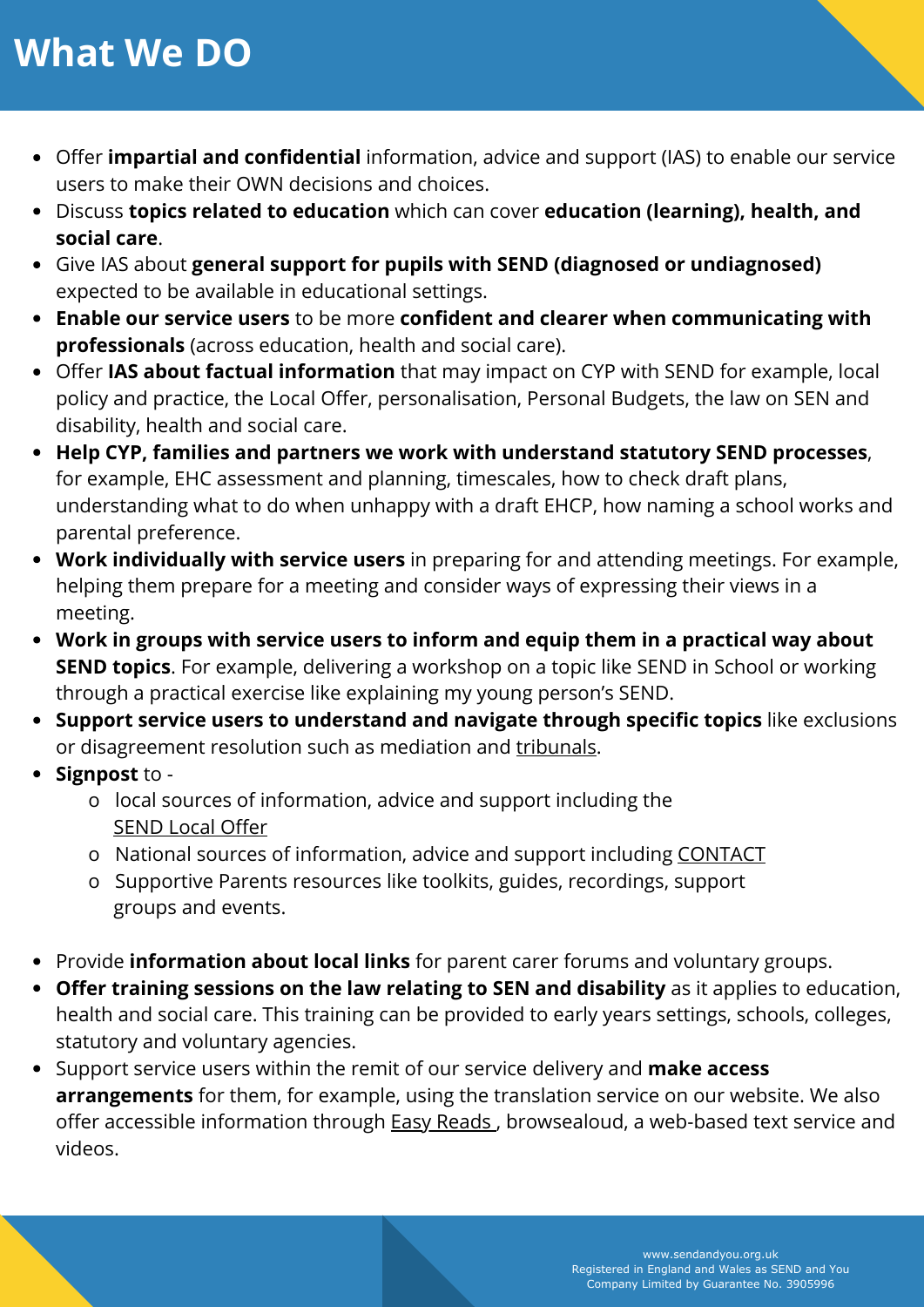# What We DO

- Offer **impartial and confidential** information, advice and support (IAS) to enable our service users to make their OWN decisions and choices.
- Discuss **topics related to education** which can cover **education (learning), health, and social care**.
- Give IAS about **general support for pupils with SEND (diagnosed or undiagnosed)** expected to be available in educational settings.
- **Enable our service users** to be more **confident and clearer when communicating with professionals** (across education, health and social care).
- Offer **IAS about factual information** that may impact on CYP with SEND for example, local policy and practice, the Local Offer, personalisation, Personal Budgets, the law on SEN and disability, health and social care.
- **Help CYP, families and partners we work with understand statutory SEND processes**, for example, EHC assessment and planning, timescales, how to check draft plans, understanding what to do when unhappy with a draft EHCP, how naming a school works and parental preference.
- **Work individually with service users** in preparing for and attending meetings. For example, helping them prepare for a meeting and consider ways of expressing their views in a meeting.
- **Work in groups with service users to inform and equip them in a practical way about SEND topics**. For example, delivering a workshop on a topic like SEND in School or working through a practical exercise like explaining my young person's SEND.
- **Support service users to understand and navigate through specific topics** like exclusions or disagreement resolution such as mediation and tribunals.
- **Signpost** to -
  - local sources of information, advice and support including the SEND Local Offer
  - National sources of information, advice and support including CONTACT
  - Supportive Parents resources like toolkits, guides, recordings, support groups and events.

- Provide **information about local links** for parent carer forums and voluntary groups.
- **Offer training sessions on the law relating to SEN and disability** as it applies to education, health and social care. This training can be provided to early years settings, schools, colleges, statutory and voluntary agencies.
- Support service users within the remit of our service delivery and **make access arrangements** for them, for example, using the translation service on our website. We also offer accessible information through Easy Reads , browsealoud, a web-based text service and videos.

www.sendandyou.org.uk
Registered in England and Wales as SEND and You
Company Limited by Guarantee No. 3905996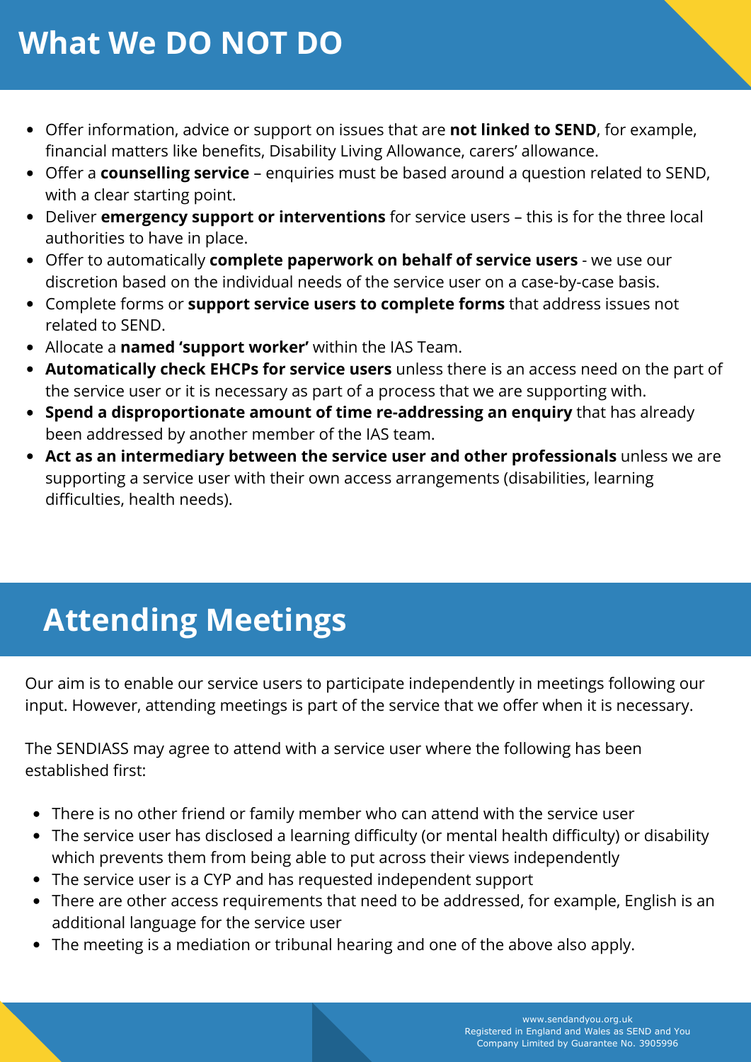# What We DO NOT DO

- Offer information, advice or support on issues that are **not linked to SEND**, for example, financial matters like benefits, Disability Living Allowance, carers' allowance.
- Offer a **counselling service** – enquiries must be based around a question related to SEND, with a clear starting point.
- Deliver **emergency support or interventions** for service users – this is for the three local authorities to have in place.
- Offer to automatically **complete paperwork on behalf of service users** - we use our discretion based on the individual needs of the service user on a case-by-case basis.
- Complete forms or **support service users to complete forms** that address issues not related to SEND.
- Allocate a **named 'support worker'** within the IAS Team.
- **Automatically check EHCPs for service users** unless there is an access need on the part of the service user or it is necessary as part of a process that we are supporting with.
- **Spend a disproportionate amount of time re-addressing an enquiry** that has already been addressed by another member of the IAS team.
- **Act as an intermediary between the service user and other professionals** unless we are supporting a service user with their own access arrangements (disabilities, learning difficulties, health needs).

# Attending Meetings

Our aim is to enable our service users to participate independently in meetings following our input. However, attending meetings is part of the service that we offer when it is necessary.

The SENDIASS may agree to attend with a service user where the following has been established first:

- There is no other friend or family member who can attend with the service user
- The service user has disclosed a learning difficulty (or mental health difficulty) or disability which prevents them from being able to put across their views independently
- The service user is a CYP and has requested independent support
- There are other access requirements that need to be addressed, for example, English is an additional language for the service user
- The meeting is a mediation or tribunal hearing and one of the above also apply.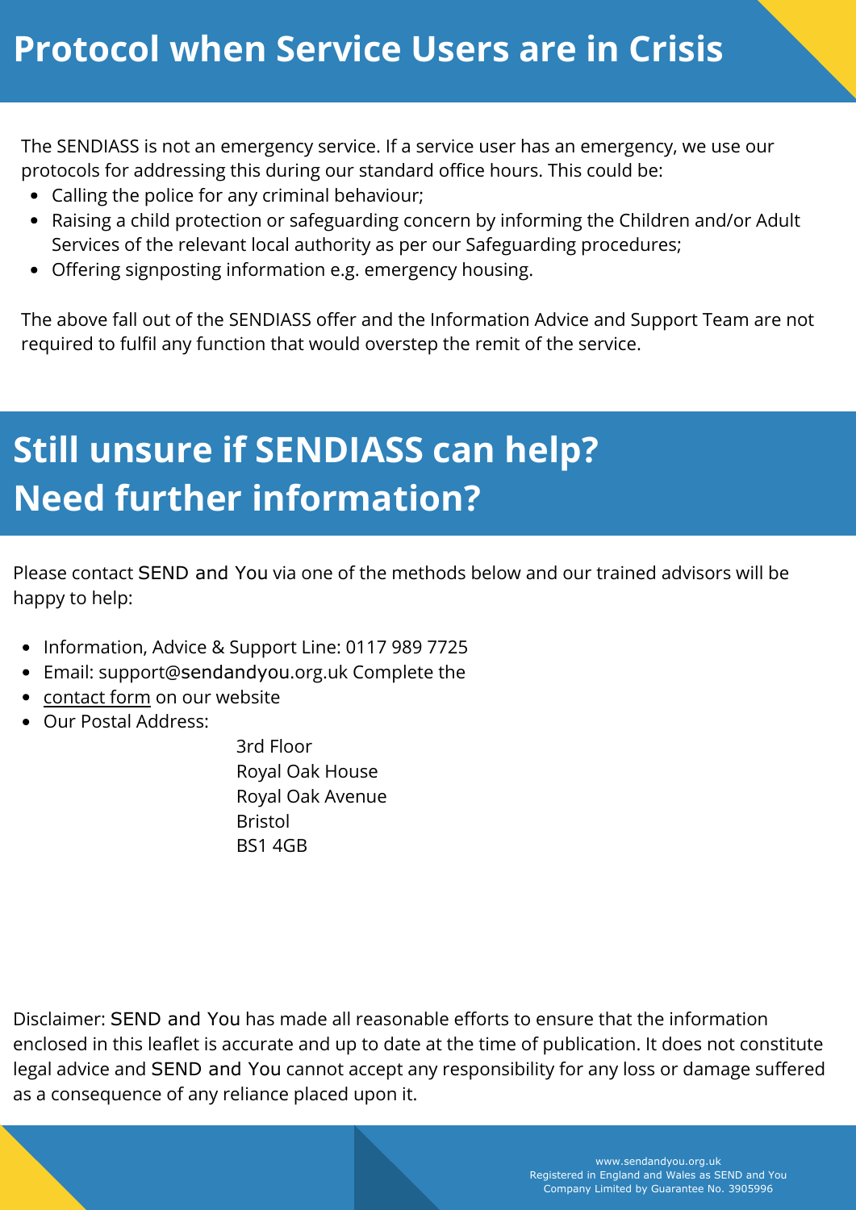# Protocol when Service Users are in Crisis

The SENDIASS is not an emergency service. If a service user has an emergency, we use our protocols for addressing this during our standard office hours. This could be:

- Calling the police for any criminal behaviour;
- Raising a child protection or safeguarding concern by informing the Children and/or Adult Services of the relevant local authority as per our Safeguarding procedures;
- Offering signposting information e.g. emergency housing.

The above fall out of the SENDIASS offer and the Information Advice and Support Team are not required to fulfil any function that would overstep the remit of the service.

# Still unsure if SENDIASS can help? Need further information?

Please contact SEND and You via one of the methods below and our trained advisors will be happy to help:

- Information, Advice & Support Line: 0117 989 7725
- Email: support@sendandyou.org.uk Complete the
- contact form on our website
- Our Postal Address:

  3rd Floor
  Royal Oak House
  Royal Oak Avenue
  Bristol
  BS1 4GB

Disclaimer: SEND and You has made all reasonable efforts to ensure that the information enclosed in this leaflet is accurate and up to date at the time of publication. It does not constitute legal advice and SEND and You cannot accept any responsibility for any loss or damage suffered as a consequence of any reliance placed upon it.

www.sendandyou.org.uk
Registered in England and Wales as SEND and You
Company Limited by Guarantee No. 3905996